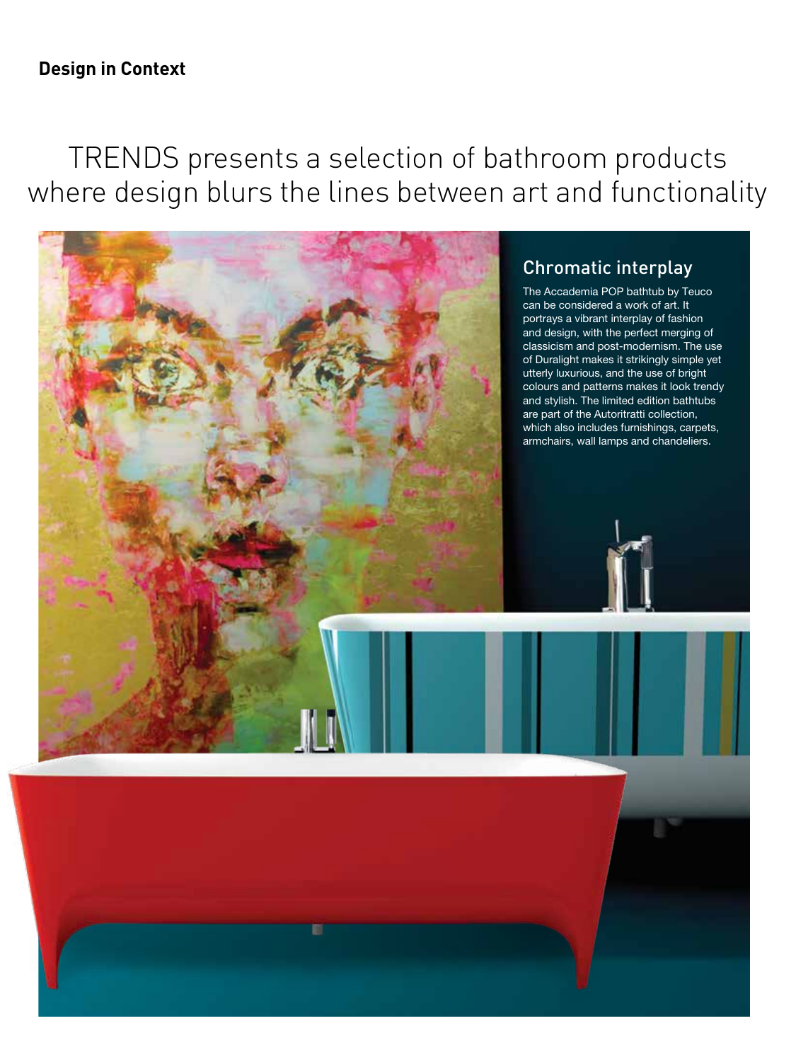**Design in Context**

# TRENDS presents a selection of bathroom products where design blurs the lines between art and functionality

## Chromatic interplay

The Accademia POP bathtub by Teuco can be considered a work of art. It portrays a vibrant interplay of fashion and design, with the perfect merging of classicism and post-modernism. The use of Duralight makes it strikingly simple yet utterly luxurious, and the use of bright colours and patterns makes it look trendy and stylish. The limited edition bathtubs are part of the Autoritratti collection, which also includes furnishings, carpets, armchairs, wall lamps and chandeliers.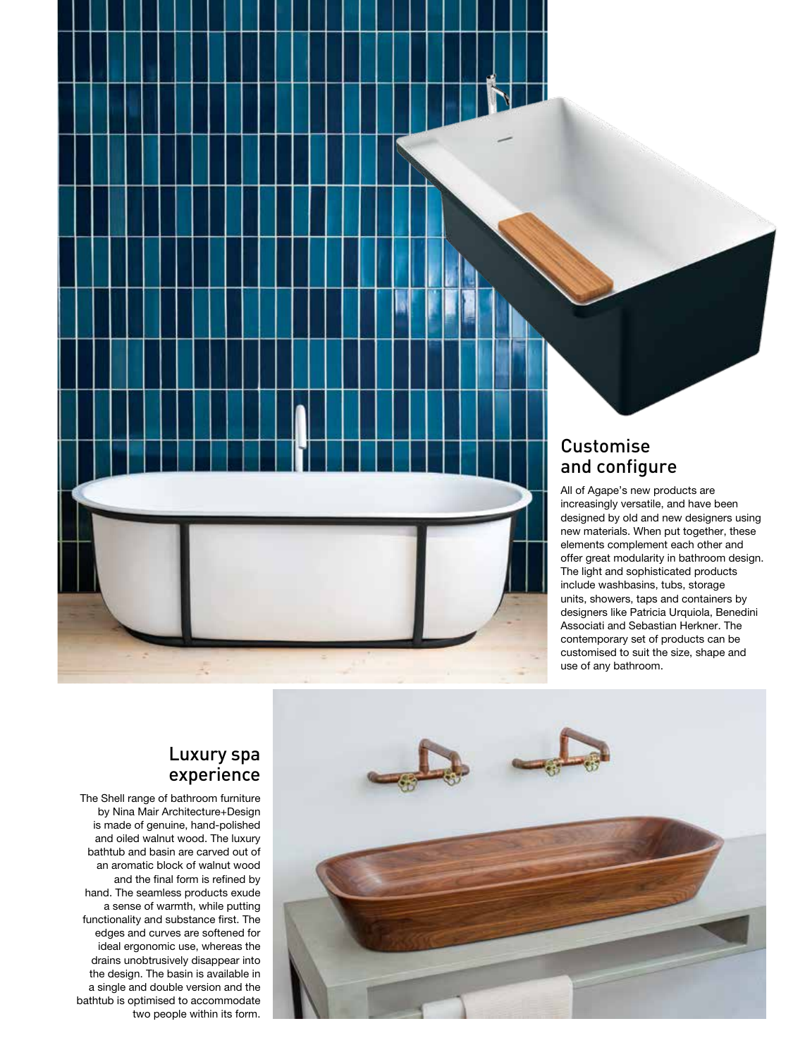## Customise and configure

All of Agape's new products are increasingly versatile, and have been designed by old and new designers using new materials. When put together, these elements complement each other and offer great modularity in bathroom design. The light and sophisticated products include washbasins, tubs, storage units, showers, taps and containers by designers like Patricia Urquiola, Benedini Associati and Sebastian Herkner. The contemporary set of products can be customised to suit the size, shape and use of any bathroom.

## Luxury spa experience

The Shell range of bathroom furniture by Nina Mair Architecture+Design is made of genuine, hand-polished and oiled walnut wood. The luxury bathtub and basin are carved out of an aromatic block of walnut wood and the final form is refined by hand. The seamless products exude a sense of warmth, while putting functionality and substance first. The edges and curves are softened for ideal ergonomic use, whereas the drains unobtrusively disappear into the design. The basin is available in a single and double version and the bathtub is optimised to accommodate two people within its form.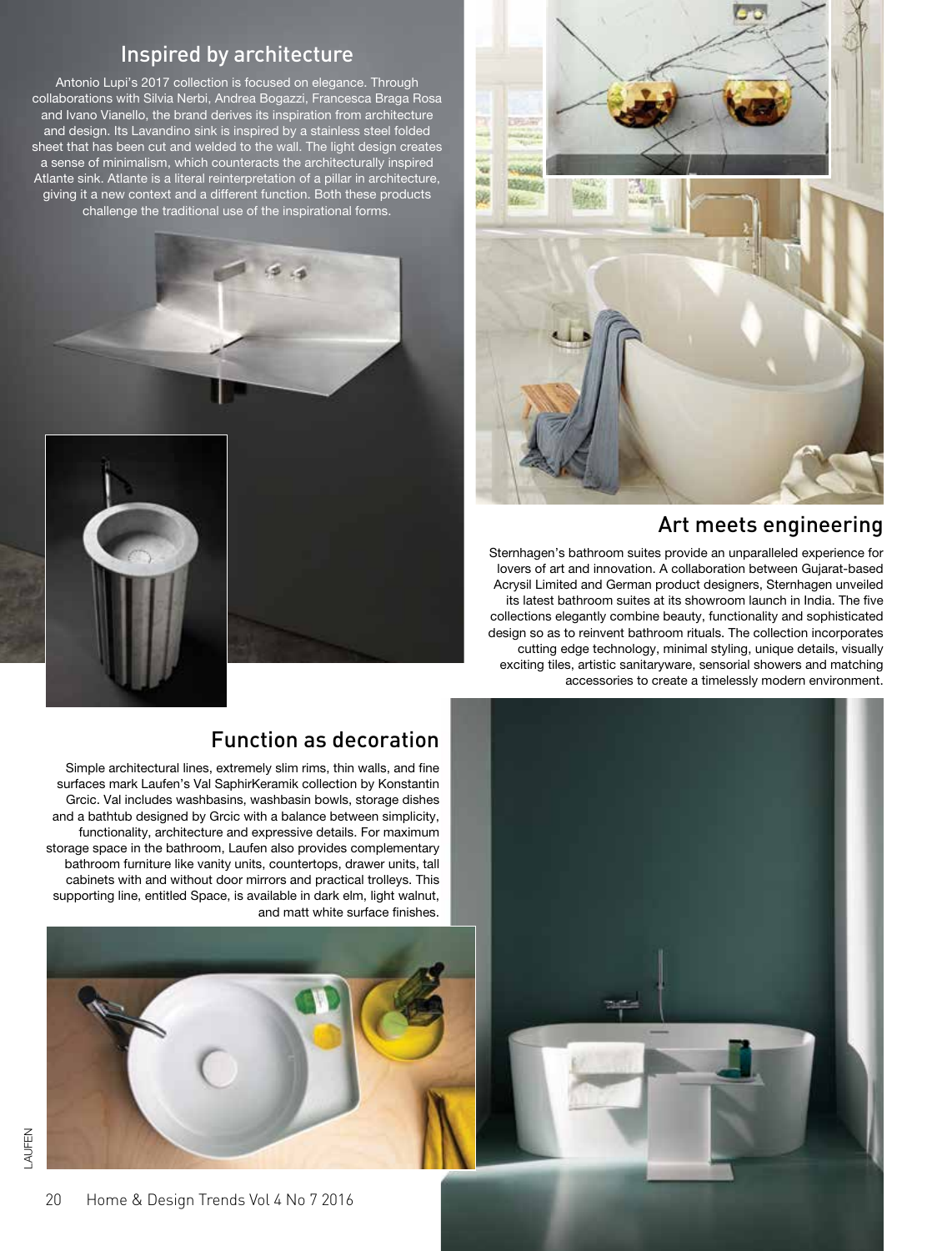## Inspired by architecture

Antonio Lupi's 2017 collection is focused on elegance. Through collaborations with Silvia Nerbi, Andrea Bogazzi, Francesca Braga Rosa and Ivano Vianello, the brand derives its inspiration from architecture and design. Its Lavandino sink is inspired by a stainless steel folded sheet that has been cut and welded to the wall. The light design creates a sense of minimalism, which counteracts the architecturally inspired Atlante sink. Atlante is a literal reinterpretation of a pillar in architecture, giving it a new context and a different function. Both these products challenge the traditional use of the inspirational forms.

## Art meets engineering

Sternhagen's bathroom suites provide an unparalleled experience for lovers of art and innovation. A collaboration between Gujarat-based Acrysil Limited and German product designers, Sternhagen unveiled its latest bathroom suites at its showroom launch in India. The five collections elegantly combine beauty, functionality and sophisticated design so as to reinvent bathroom rituals. The collection incorporates cutting edge technology, minimal styling, unique details, visually exciting tiles, artistic sanitaryware, sensorial showers and matching accessories to create a timelessly modern environment.

## Function as decoration

Simple architectural lines, extremely slim rims, thin walls, and fine surfaces mark Laufen's Val SaphirKeramik collection by Konstantin Grcic. Val includes washbasins, washbasin bowls, storage dishes and a bathtub designed by Grcic with a balance between simplicity, functionality, architecture and expressive details. For maximum storage space in the bathroom, Laufen also provides complementary bathroom furniture like vanity units, countertops, drawer units, tall cabinets with and without door mirrors and practical trolleys. This supporting line, entitled Space, is available in dark elm, light walnut, and matt white surface finishes.

LAUFEN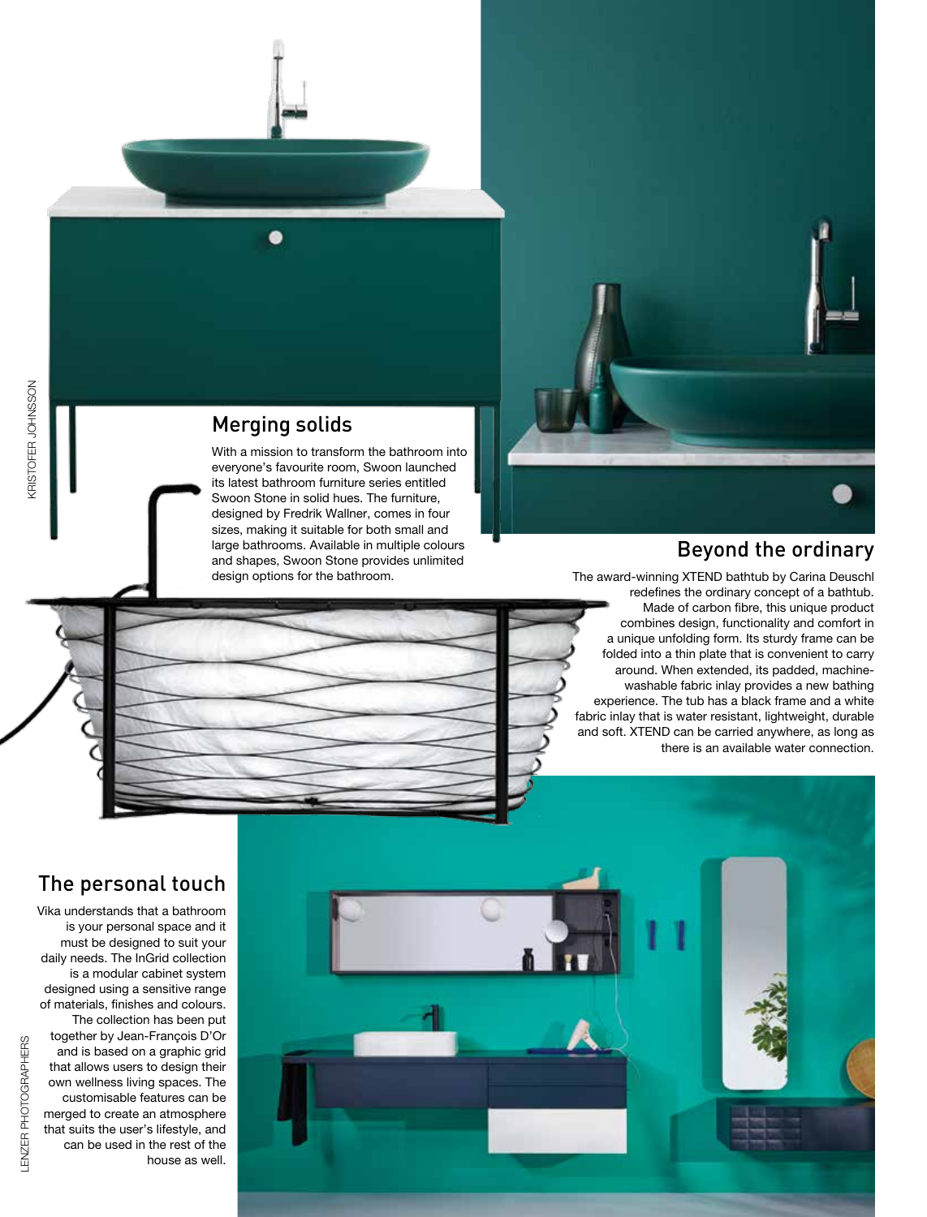## Merging solids

With a mission to transform the bathroom into everyone's favourite room, Swoon launched its latest bathroom furniture series entitled Swoon Stone in solid hues. The furniture, designed by Fredrik Wallner, comes in four sizes, making it suitable for both small and large bathrooms. Available in multiple colours and shapes, Swoon Stone provides unlimited design options for the bathroom.

KRISTOFER JOHNSSON

## Beyond the ordinary

The award-winning XTEND bathtub by Carina Deuschl redefines the ordinary concept of a bathtub. Made of carbon fibre, this unique product combines design, functionality and comfort in a unique unfolding form. Its sturdy frame can be folded into a thin plate that is convenient to carry around. When extended, its padded, machine-washable fabric inlay provides a new bathing experience. The tub has a black frame and a white fabric inlay that is water resistant, lightweight, durable and soft. XTEND can be carried anywhere, as long as there is an available water connection.

## The personal touch

Vika understands that a bathroom is your personal space and it must be designed to suit your daily needs. The InGrid collection is a modular cabinet system designed using a sensitive range of materials, finishes and colours. The collection has been put together by Jean-François D'Or and is based on a graphic grid that allows users to design their own wellness living spaces. The customisable features can be merged to create an atmosphere that suits the user's lifestyle, and can be used in the rest of the house as well.

LENZER PHOTOGRAPHERS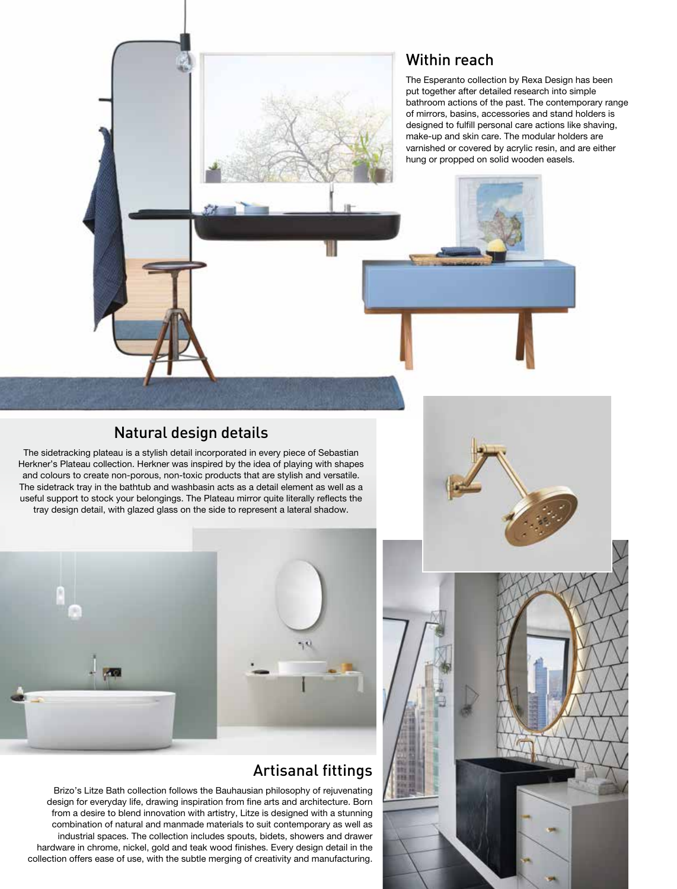## Within reach

The Esperanto collection by Rexa Design has been put together after detailed research into simple bathroom actions of the past. The contemporary range of mirrors, basins, accessories and stand holders is designed to fulfill personal care actions like shaving, make-up and skin care. The modular holders are varnished or covered by acrylic resin, and are either hung or propped on solid wooden easels.

## Natural design details

The sidetracking plateau is a stylish detail incorporated in every piece of Sebastian Herkner's Plateau collection. Herkner was inspired by the idea of playing with shapes and colours to create non-porous, non-toxic products that are stylish and versatile. The sidetrack tray in the bathtub and washbasin acts as a detail element as well as a useful support to stock your belongings. The Plateau mirror quite literally reflects the tray design detail, with glazed glass on the side to represent a lateral shadow.

## Artisanal fittings

Brizo's Litze Bath collection follows the Bauhausian philosophy of rejuvenating design for everyday life, drawing inspiration from fine arts and architecture. Born from a desire to blend innovation with artistry, Litze is designed with a stunning combination of natural and manmade materials to suit contemporary as well as industrial spaces. The collection includes spouts, bidets, showers and drawer hardware in chrome, nickel, gold and teak wood finishes. Every design detail in the collection offers ease of use, with the subtle merging of creativity and manufacturing.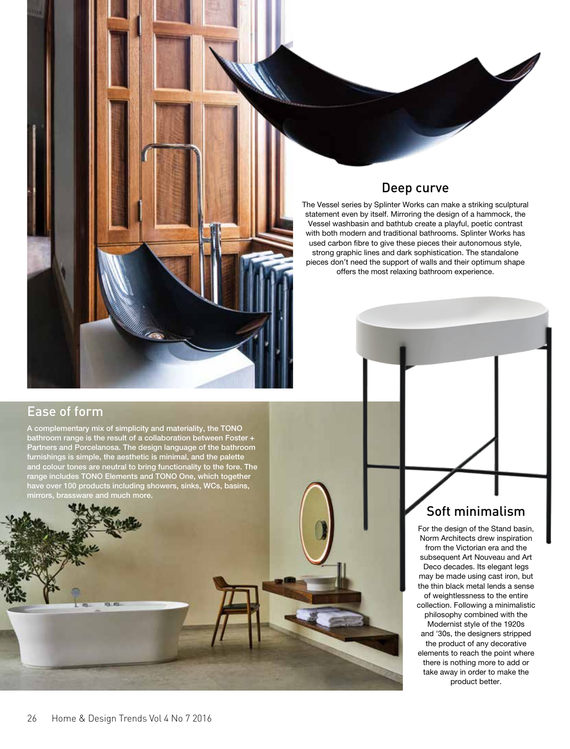## Deep curve

The Vessel series by Splinter Works can make a striking sculptural statement even by itself. Mirroring the design of a hammock, the Vessel washbasin and bathtub create a playful, poetic contrast with both modern and traditional bathrooms. Splinter Works has used carbon fibre to give these pieces their autonomous style, strong graphic lines and dark sophistication. The standalone pieces don't need the support of walls and their optimum shape offers the most relaxing bathroom experience.

## Ease of form

A complementary mix of simplicity and materiality, the TONO bathroom range is the result of a collaboration between Foster + Partners and Porcelanosa. The design language of the bathroom furnishings is simple, the aesthetic is minimal, and the palette and colour tones are neutral to bring functionality to the fore. The range includes TONO Elements and TONO One, which together have over 100 products including showers, sinks, WCs, basins, mirrors, brassware and much more.

## Soft minimalism

For the design of the Stand basin, Norm Architects drew inspiration from the Victorian era and the subsequent Art Nouveau and Art Deco decades. Its elegant legs may be made using cast iron, but the thin black metal lends a sense of weightlessness to the entire collection. Following a minimalistic philosophy combined with the Modernist style of the 1920s and '30s, the designers stripped the product of any decorative elements to reach the point where there is nothing more to add or take away in order to make the product better.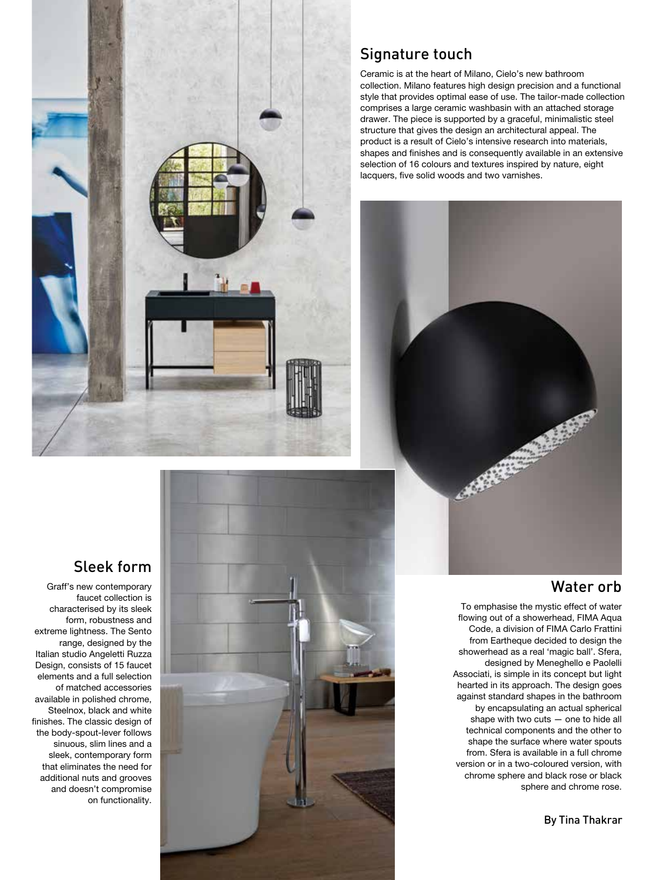## Signature touch

Ceramic is at the heart of Milano, Cielo's new bathroom collection. Milano features high design precision and a functional style that provides optimal ease of use. The tailor-made collection comprises a large ceramic washbasin with an attached storage drawer. The piece is supported by a graceful, minimalistic steel structure that gives the design an architectural appeal. The product is a result of Cielo's intensive research into materials, shapes and finishes and is consequently available in an extensive selection of 16 colours and textures inspired by nature, eight lacquers, five solid woods and two varnishes.

## Sleek form

Graff's new contemporary faucet collection is characterised by its sleek form, robustness and extreme lightness. The Sento range, designed by the Italian studio Angeletti Ruzza Design, consists of 15 faucet elements and a full selection of matched accessories available in polished chrome, Steelnox, black and white finishes. The classic design of the body-spout-lever follows sinuous, slim lines and a sleek, contemporary form that eliminates the need for additional nuts and grooves and doesn't compromise on functionality.

## Water orb

To emphasise the mystic effect of water flowing out of a showerhead, FIMA Aqua Code, a division of FIMA Carlo Frattini from Eartheque decided to design the showerhead as a real 'magic ball'. Sfera, designed by Meneghello e Paolelli Associati, is simple in its concept but light hearted in its approach. The design goes against standard shapes in the bathroom by encapsulating an actual spherical shape with two cuts — one to hide all technical components and the other to shape the surface where water spouts from. Sfera is available in a full chrome version or in a two-coloured version, with chrome sphere and black rose or black sphere and chrome rose.

By Tina Thakrar